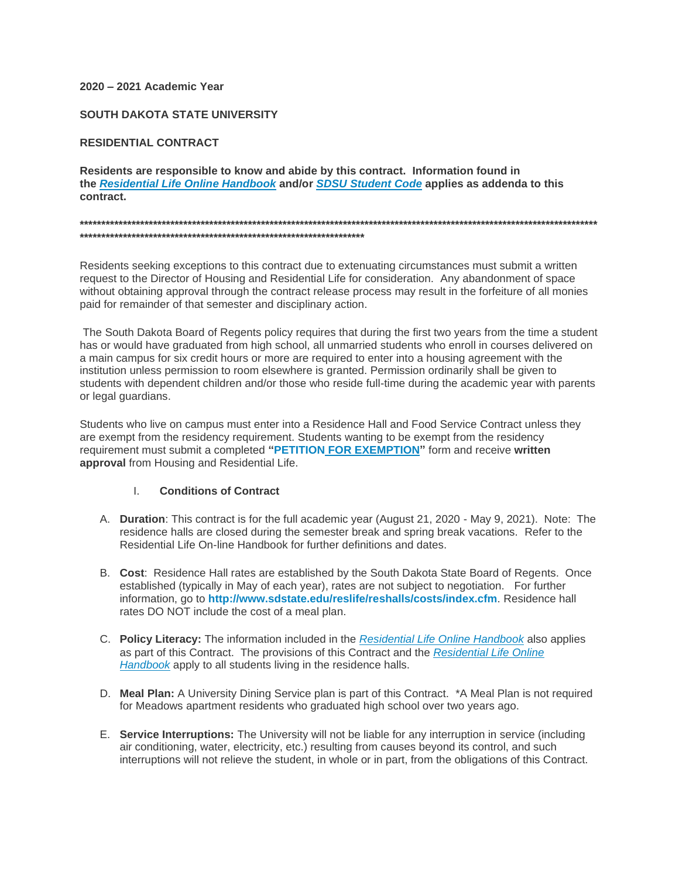**2020 – 2021 Academic Year**

**SOUTH DAKOTA STATE UNIVERSITY**

**RESIDENTIAL CONTRACT**

**Residents are responsible to know and abide by this contract. Information found in the *Residential Life Online Handbook* and/or *SDSU Student Code* applies as addenda to this contract.**

**************************************************************************************************************************************************************************************************

Residents seeking exceptions to this contract due to extenuating circumstances must submit a written request to the Director of Housing and Residential Life for consideration. Any abandonment of space without obtaining approval through the contract release process may result in the forfeiture of all monies paid for remainder of that semester and disciplinary action.

The South Dakota Board of Regents policy requires that during the first two years from the time a student has or would have graduated from high school, all unmarried students who enroll in courses delivered on a main campus for six credit hours or more are required to enter into a housing agreement with the institution unless permission to room elsewhere is granted. Permission ordinarily shall be given to students with dependent children and/or those who reside full-time during the academic year with parents or legal guardians.

Students who live on campus must enter into a Residence Hall and Food Service Contract unless they are exempt from the residency requirement. Students wanting to be exempt from the residency requirement must submit a completed **"PETITION FOR EXEMPTION"** form and receive **written approval** from Housing and Residential Life.

## I. Conditions of Contract

A. **Duration**: This contract is for the full academic year (August 21, 2020 - May 9, 2021). Note: The residence halls are closed during the semester break and spring break vacations. Refer to the Residential Life On-line Handbook for further definitions and dates.

B. **Cost**: Residence Hall rates are established by the South Dakota State Board of Regents. Once established (typically in May of each year), rates are not subject to negotiation. For further information, go to **http://www.sdstate.edu/reslife/reshalls/costs/index.cfm**. Residence hall rates DO NOT include the cost of a meal plan.

C. **Policy Literacy:** The information included in the *Residential Life Online Handbook* also applies as part of this Contract. The provisions of this Contract and the *Residential Life Online Handbook* apply to all students living in the residence halls.

D. **Meal Plan:** A University Dining Service plan is part of this Contract. *A Meal Plan is not required for Meadows apartment residents who graduated high school over two years ago.

E. **Service Interruptions:** The University will not be liable for any interruption in service (including air conditioning, water, electricity, etc.) resulting from causes beyond its control, and such interruptions will not relieve the student, in whole or in part, from the obligations of this Contract.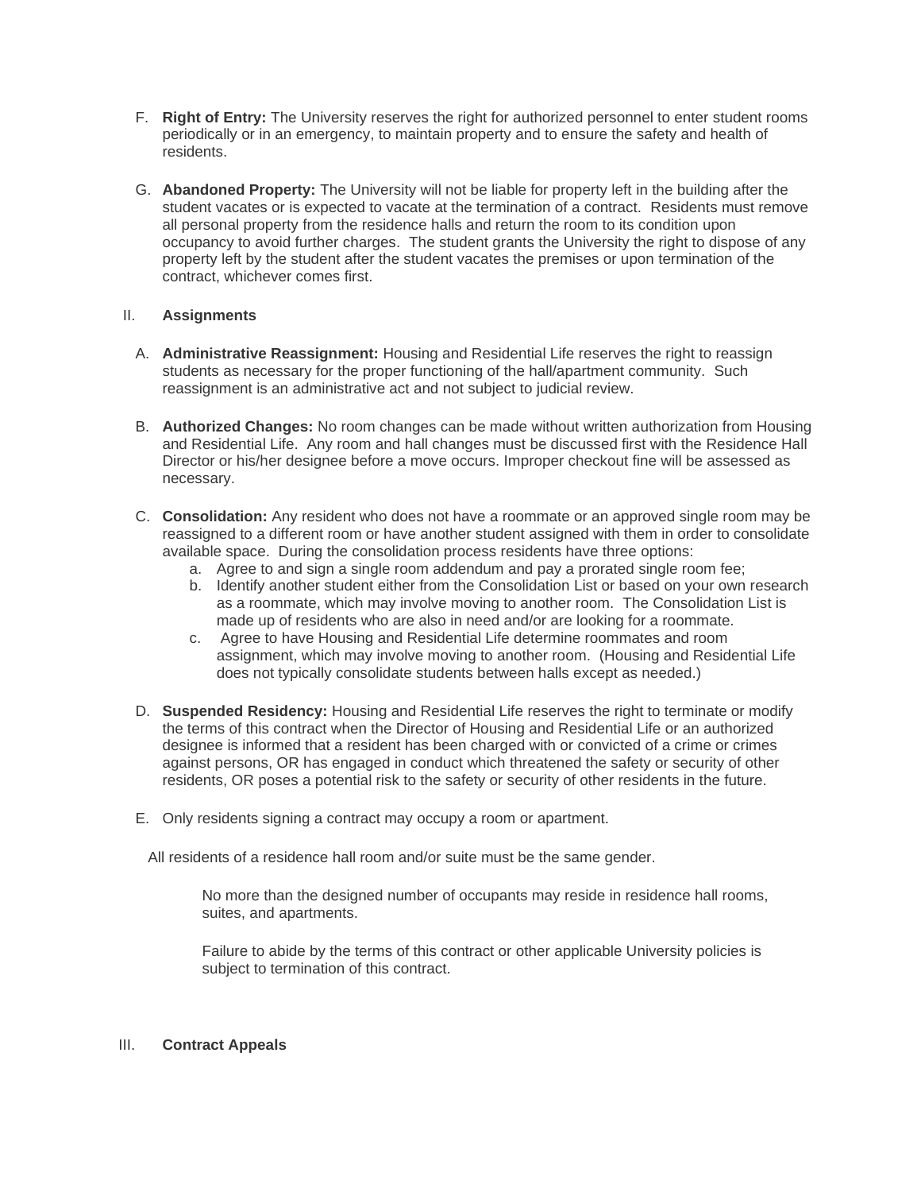F. **Right of Entry:** The University reserves the right for authorized personnel to enter student rooms periodically or in an emergency, to maintain property and to ensure the safety and health of residents.

G. **Abandoned Property:** The University will not be liable for property left in the building after the student vacates or is expected to vacate at the termination of a contract. Residents must remove all personal property from the residence halls and return the room to its condition upon occupancy to avoid further charges. The student grants the University the right to dispose of any property left by the student after the student vacates the premises or upon termination of the contract, whichever comes first.

## II. Assignments

A. **Administrative Reassignment:** Housing and Residential Life reserves the right to reassign students as necessary for the proper functioning of the hall/apartment community. Such reassignment is an administrative act and not subject to judicial review.

B. **Authorized Changes:** No room changes can be made without written authorization from Housing and Residential Life. Any room and hall changes must be discussed first with the Residence Hall Director or his/her designee before a move occurs. Improper checkout fine will be assessed as necessary.

C. **Consolidation:** Any resident who does not have a roommate or an approved single room may be reassigned to a different room or have another student assigned with them in order to consolidate available space. During the consolidation process residents have three options:

   a. Agree to and sign a single room addendum and pay a prorated single room fee;
   b. Identify another student either from the Consolidation List or based on your own research as a roommate, which may involve moving to another room. The Consolidation List is made up of residents who are also in need and/or are looking for a roommate.
   c. Agree to have Housing and Residential Life determine roommates and room assignment, which may involve moving to another room. (Housing and Residential Life does not typically consolidate students between halls except as needed.)

D. **Suspended Residency:** Housing and Residential Life reserves the right to terminate or modify the terms of this contract when the Director of Housing and Residential Life or an authorized designee is informed that a resident has been charged with or convicted of a crime or crimes against persons, OR has engaged in conduct which threatened the safety or security of other residents, OR poses a potential risk to the safety or security of other residents in the future.

E. Only residents signing a contract may occupy a room or apartment.

All residents of a residence hall room and/or suite must be the same gender.

No more than the designed number of occupants may reside in residence hall rooms, suites, and apartments.

Failure to abide by the terms of this contract or other applicable University policies is subject to termination of this contract.

## III. Contract Appeals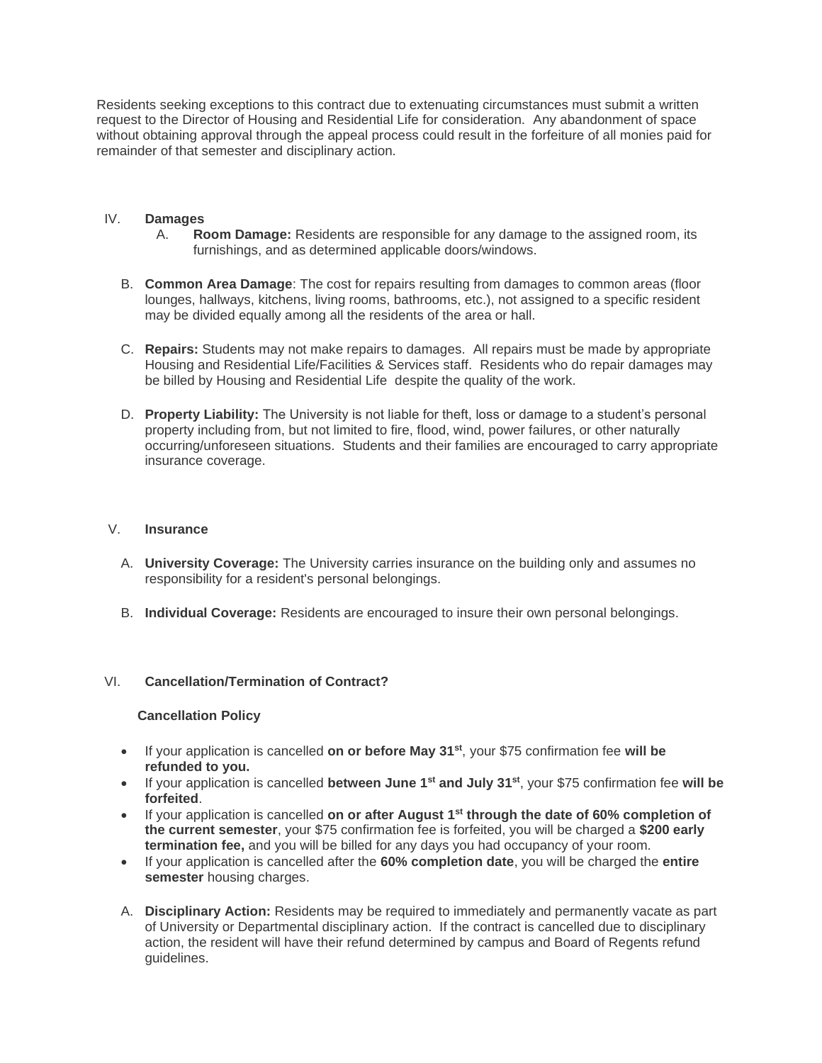Residents seeking exceptions to this contract due to extenuating circumstances must submit a written request to the Director of Housing and Residential Life for consideration. Any abandonment of space without obtaining approval through the appeal process could result in the forfeiture of all monies paid for remainder of that semester and disciplinary action.

## IV. Damages

A. **Room Damage:** Residents are responsible for any damage to the assigned room, its furnishings, and as determined applicable doors/windows.

B. **Common Area Damage**: The cost for repairs resulting from damages to common areas (floor lounges, hallways, kitchens, living rooms, bathrooms, etc.), not assigned to a specific resident may be divided equally among all the residents of the area or hall.

C. **Repairs:** Students may not make repairs to damages. All repairs must be made by appropriate Housing and Residential Life/Facilities & Services staff. Residents who do repair damages may be billed by Housing and Residential Life despite the quality of the work.

D. **Property Liability:** The University is not liable for theft, loss or damage to a student's personal property including from, but not limited to fire, flood, wind, power failures, or other naturally occurring/unforeseen situations. Students and their families are encouraged to carry appropriate insurance coverage.

## V. Insurance

A. **University Coverage:** The University carries insurance on the building only and assumes no responsibility for a resident's personal belongings.

B. **Individual Coverage:** Residents are encouraged to insure their own personal belongings.

## VI. Cancellation/Termination of Contract?

**Cancellation Policy**

- If your application is cancelled **on or before May 31st**, your $75 confirmation fee **will be refunded to you.**
- If your application is cancelled **between June 1st and July 31st**, your $75 confirmation fee **will be forfeited**.
- If your application is cancelled **on or after August 1st through the date of 60% completion of the current semester**, your $75 confirmation fee is forfeited, you will be charged a **$200 early termination fee,** and you will be billed for any days you had occupancy of your room.
- If your application is cancelled after the **60% completion date**, you will be charged the **entire semester** housing charges.

A. **Disciplinary Action:** Residents may be required to immediately and permanently vacate as part of University or Departmental disciplinary action. If the contract is cancelled due to disciplinary action, the resident will have their refund determined by campus and Board of Regents refund guidelines.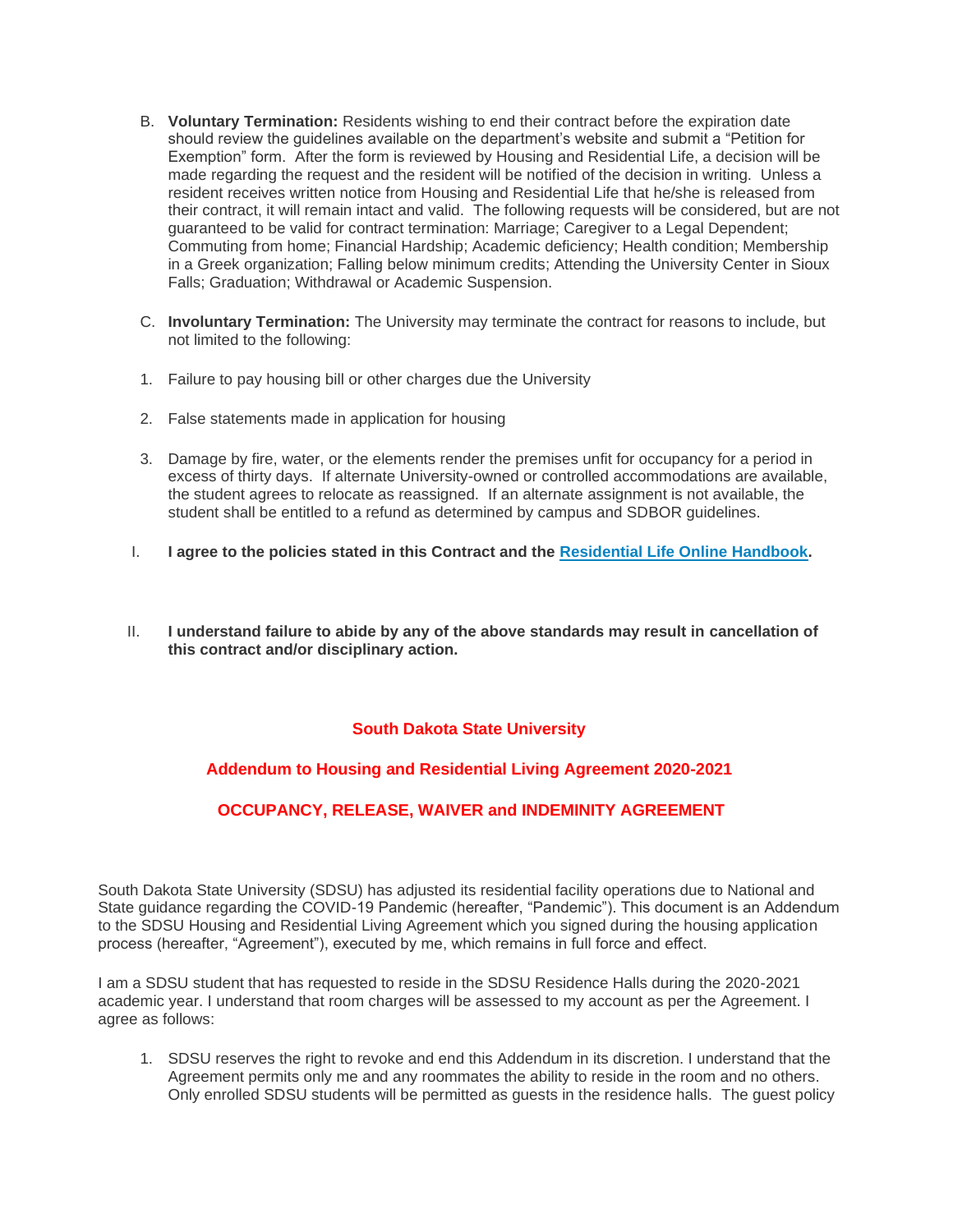B. **Voluntary Termination:** Residents wishing to end their contract before the expiration date should review the guidelines available on the department's website and submit a "Petition for Exemption" form. After the form is reviewed by Housing and Residential Life, a decision will be made regarding the request and the resident will be notified of the decision in writing. Unless a resident receives written notice from Housing and Residential Life that he/she is released from their contract, it will remain intact and valid. The following requests will be considered, but are not guaranteed to be valid for contract termination: Marriage; Caregiver to a Legal Dependent; Commuting from home; Financial Hardship; Academic deficiency; Health condition; Membership in a Greek organization; Falling below minimum credits; Attending the University Center in Sioux Falls; Graduation; Withdrawal or Academic Suspension.

C. **Involuntary Termination:** The University may terminate the contract for reasons to include, but not limited to the following:

1. Failure to pay housing bill or other charges due the University

2. False statements made in application for housing

3. Damage by fire, water, or the elements render the premises unfit for occupancy for a period in excess of thirty days. If alternate University-owned or controlled accommodations are available, the student agrees to relocate as reassigned. If an alternate assignment is not available, the student shall be entitled to a refund as determined by campus and SDBOR guidelines.

I. **I agree to the policies stated in this Contract and the Residential Life Online Handbook.**

II. **I understand failure to abide by any of the above standards may result in cancellation of this contract and/or disciplinary action.**

## South Dakota State University

## Addendum to Housing and Residential Living Agreement 2020-2021

## OCCUPANCY, RELEASE, WAIVER and INDEMINITY AGREEMENT

South Dakota State University (SDSU) has adjusted its residential facility operations due to National and State guidance regarding the COVID-19 Pandemic (hereafter, "Pandemic"). This document is an Addendum to the SDSU Housing and Residential Living Agreement which you signed during the housing application process (hereafter, "Agreement"), executed by me, which remains in full force and effect.

I am a SDSU student that has requested to reside in the SDSU Residence Halls during the 2020-2021 academic year. I understand that room charges will be assessed to my account as per the Agreement. I agree as follows:

1. SDSU reserves the right to revoke and end this Addendum in its discretion. I understand that the Agreement permits only me and any roommates the ability to reside in the room and no others. Only enrolled SDSU students will be permitted as guests in the residence halls. The guest policy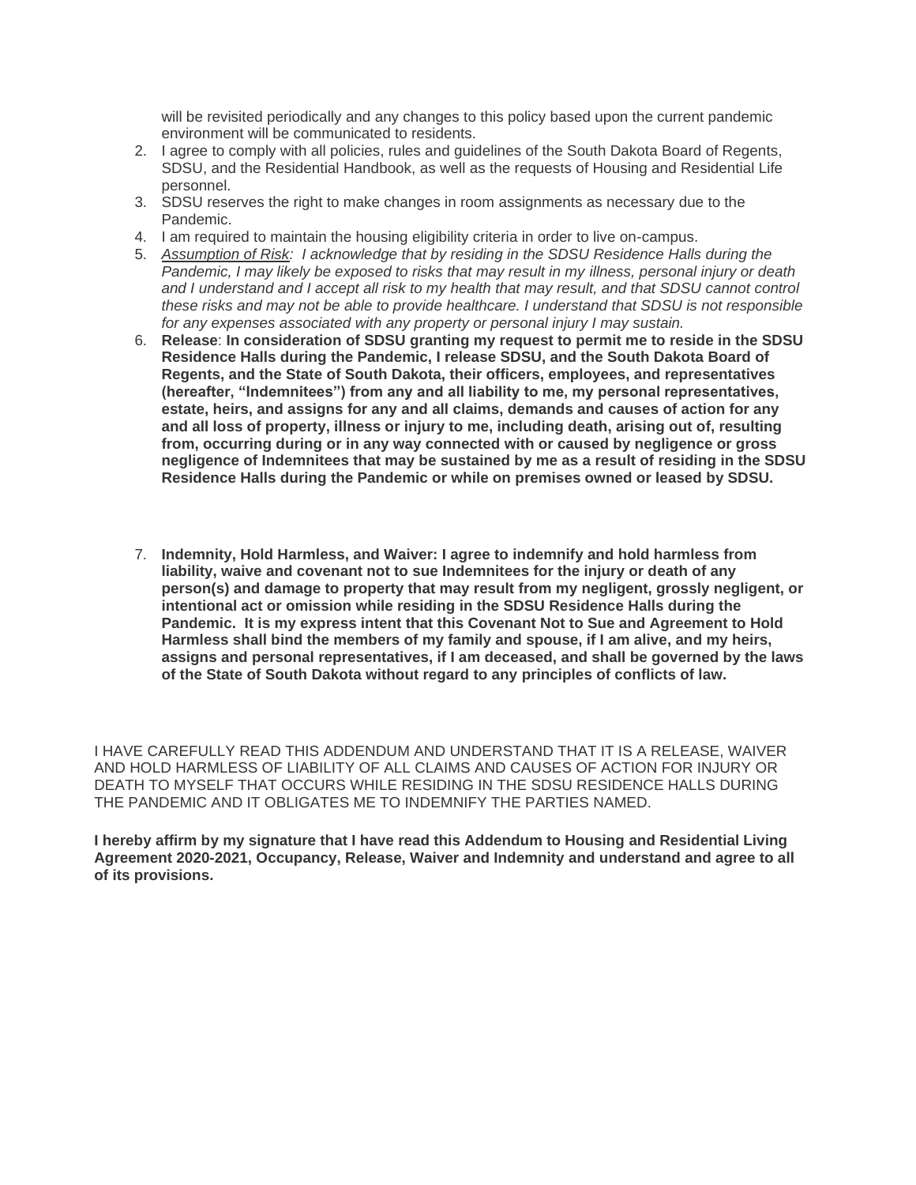will be revisited periodically and any changes to this policy based upon the current pandemic environment will be communicated to residents.

2. I agree to comply with all policies, rules and guidelines of the South Dakota Board of Regents, SDSU, and the Residential Handbook, as well as the requests of Housing and Residential Life personnel.
3. SDSU reserves the right to make changes in room assignments as necessary due to the Pandemic.
4. I am required to maintain the housing eligibility criteria in order to live on-campus.
5. *<u>Assumption of Risk</u>: I acknowledge that by residing in the SDSU Residence Halls during the Pandemic, I may likely be exposed to risks that may result in my illness, personal injury or death and I understand and I accept all risk to my health that may result, and that SDSU cannot control these risks and may not be able to provide healthcare. I understand that SDSU is not responsible for any expenses associated with any property or personal injury I may sustain.*
6. **Release**: **In consideration of SDSU granting my request to permit me to reside in the SDSU Residence Halls during the Pandemic, I release SDSU, and the South Dakota Board of Regents, and the State of South Dakota, their officers, employees, and representatives (hereafter, "Indemnitees") from any and all liability to me, my personal representatives, estate, heirs, and assigns for any and all claims, demands and causes of action for any and all loss of property, illness or injury to me, including death, arising out of, resulting from, occurring during or in any way connected with or caused by negligence or gross negligence of Indemnitees that may be sustained by me as a result of residing in the SDSU Residence Halls during the Pandemic or while on premises owned or leased by SDSU.**
7. **Indemnity, Hold Harmless, and Waiver: I agree to indemnify and hold harmless from liability, waive and covenant not to sue Indemnitees for the injury or death of any person(s) and damage to property that may result from my negligent, grossly negligent, or intentional act or omission while residing in the SDSU Residence Halls during the Pandemic. It is my express intent that this Covenant Not to Sue and Agreement to Hold Harmless shall bind the members of my family and spouse, if I am alive, and my heirs, assigns and personal representatives, if I am deceased, and shall be governed by the laws of the State of South Dakota without regard to any principles of conflicts of law.**

I HAVE CAREFULLY READ THIS ADDENDUM AND UNDERSTAND THAT IT IS A RELEASE, WAIVER AND HOLD HARMLESS OF LIABILITY OF ALL CLAIMS AND CAUSES OF ACTION FOR INJURY OR DEATH TO MYSELF THAT OCCURS WHILE RESIDING IN THE SDSU RESIDENCE HALLS DURING THE PANDEMIC AND IT OBLIGATES ME TO INDEMNIFY THE PARTIES NAMED.

**I hereby affirm by my signature that I have read this Addendum to Housing and Residential Living Agreement 2020-2021, Occupancy, Release, Waiver and Indemnity and understand and agree to all of its provisions.**